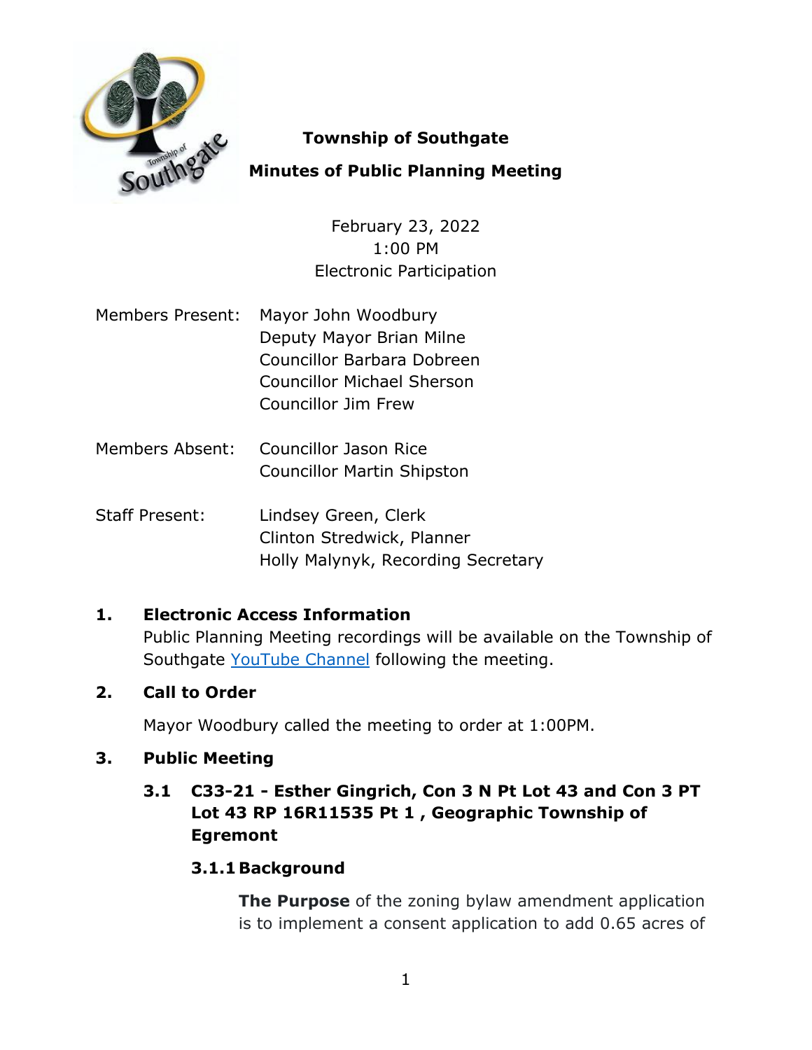# Township of Southgate

## Minutes of Public Planning Meeting

February 23, 2022
1:00 PM
Electronic Participation

Members Present: Mayor John Woodbury
Deputy Mayor Brian Milne
Councillor Barbara Dobreen
Councillor Michael Sherson
Councillor Jim Frew

Members Absent: Councillor Jason Rice
Councillor Martin Shipston

Staff Present: Lindsey Green, Clerk
Clinton Stredwick, Planner
Holly Malynyk, Recording Secretary

### 1. Electronic Access Information

Public Planning Meeting recordings will be available on the Township of Southgate YouTube Channel following the meeting.

### 2. Call to Order

Mayor Woodbury called the meeting to order at 1:00PM.

### 3. Public Meeting

#### 3.1 C33-21 - Esther Gingrich, Con 3 N Pt Lot 43 and Con 3 PT Lot 43 RP 16R11535 Pt 1 , Geographic Township of Egremont

##### 3.1.1 Background

**The Purpose** of the zoning bylaw amendment application is to implement a consent application to add 0.65 acres of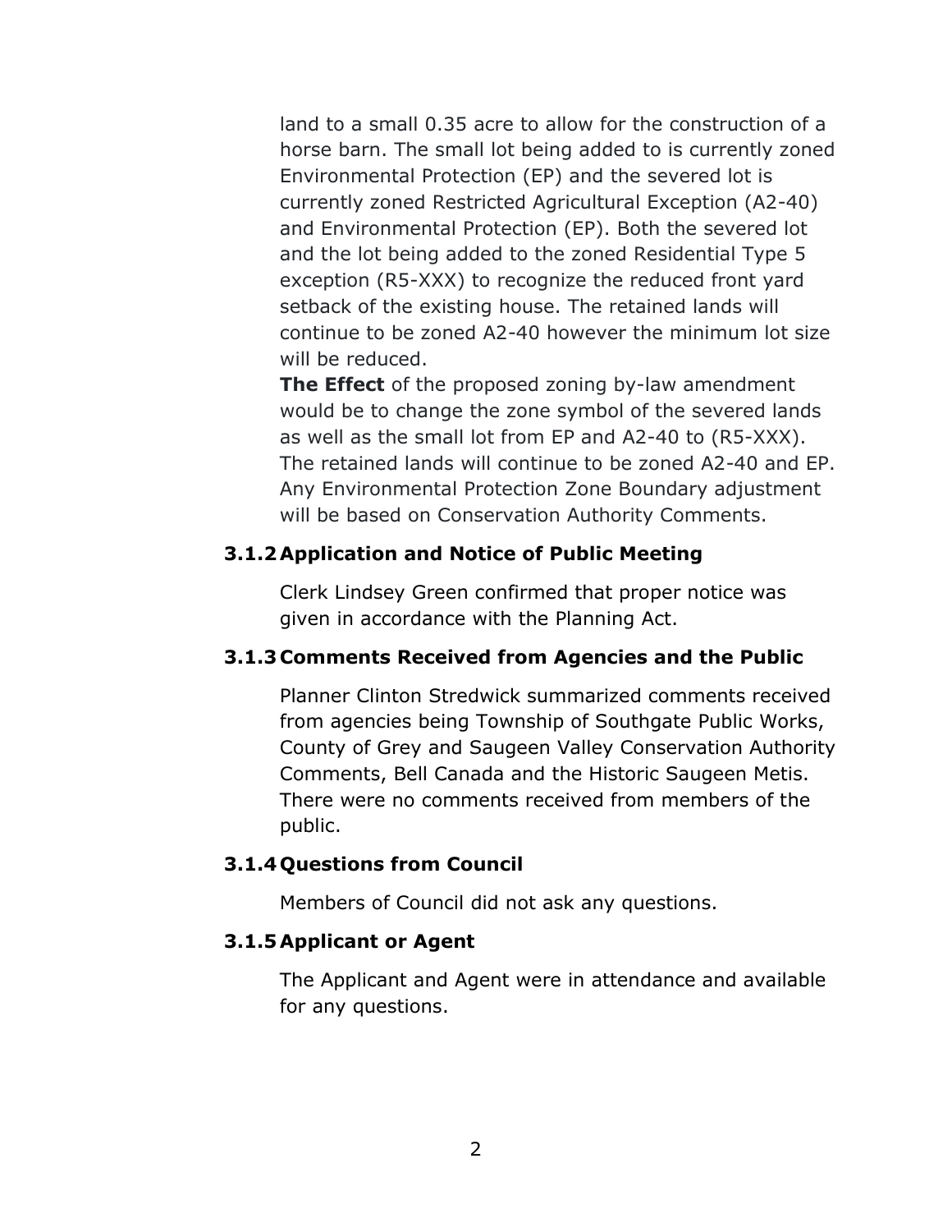land to a small 0.35 acre to allow for the construction of a horse barn. The small lot being added to is currently zoned Environmental Protection (EP) and the severed lot is currently zoned Restricted Agricultural Exception (A2-40) and Environmental Protection (EP). Both the severed lot and the lot being added to the zoned Residential Type 5 exception (R5-XXX) to recognize the reduced front yard setback of the existing house. The retained lands will continue to be zoned A2-40 however the minimum lot size will be reduced.

**The Effect** of the proposed zoning by-law amendment would be to change the zone symbol of the severed lands as well as the small lot from EP and A2-40 to (R5-XXX). The retained lands will continue to be zoned A2-40 and EP. Any Environmental Protection Zone Boundary adjustment will be based on Conservation Authority Comments.

### 3.1.2 Application and Notice of Public Meeting

Clerk Lindsey Green confirmed that proper notice was given in accordance with the Planning Act.

### 3.1.3 Comments Received from Agencies and the Public

Planner Clinton Stredwick summarized comments received from agencies being Township of Southgate Public Works, County of Grey and Saugeen Valley Conservation Authority Comments, Bell Canada and the Historic Saugeen Metis. There were no comments received from members of the public.

### 3.1.4 Questions from Council

Members of Council did not ask any questions.

### 3.1.5 Applicant or Agent

The Applicant and Agent were in attendance and available for any questions.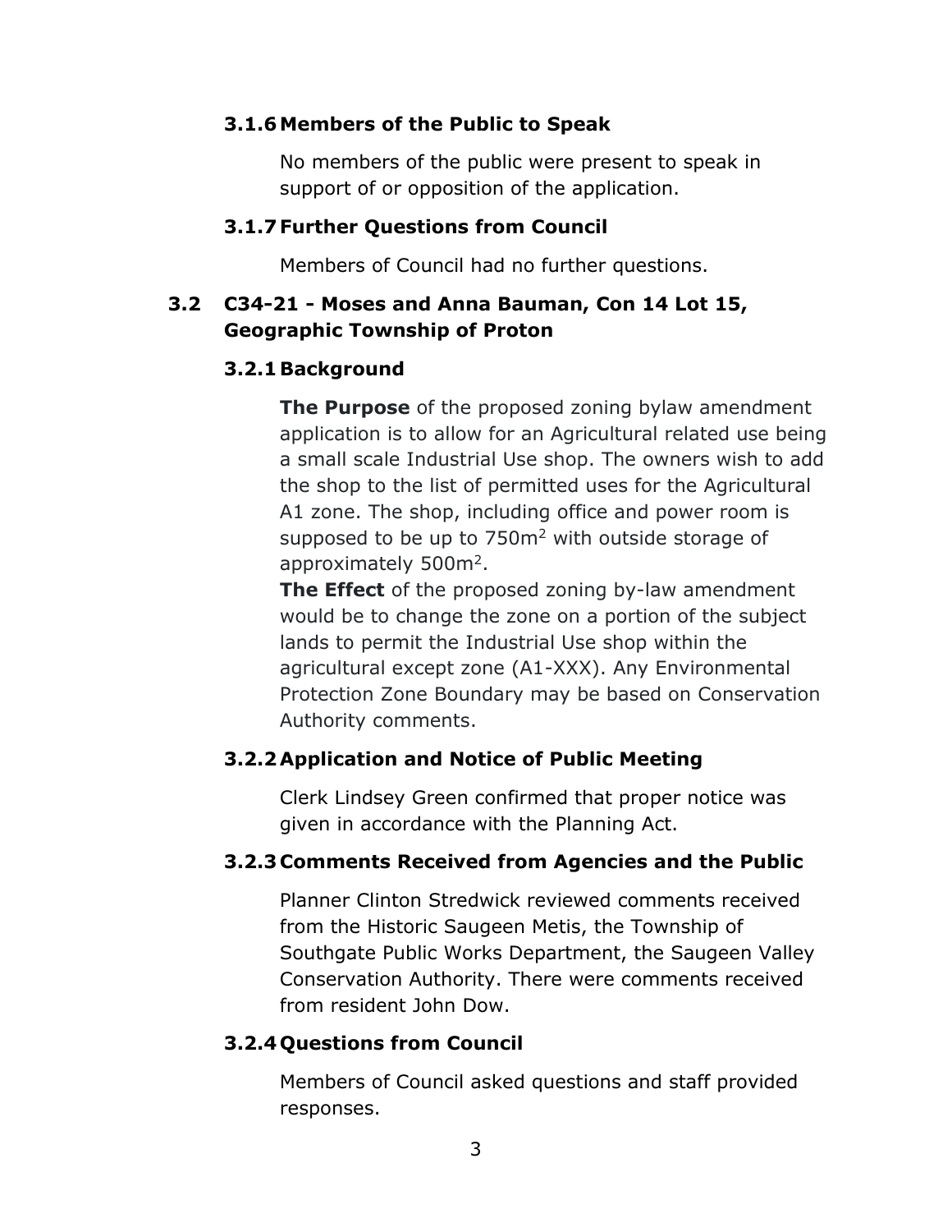### 3.1.6 Members of the Public to Speak

No members of the public were present to speak in support of or opposition of the application.

### 3.1.7 Further Questions from Council

Members of Council had no further questions.

## 3.2 C34-21 - Moses and Anna Bauman, Con 14 Lot 15, Geographic Township of Proton

### 3.2.1 Background

**The Purpose** of the proposed zoning bylaw amendment application is to allow for an Agricultural related use being a small scale Industrial Use shop. The owners wish to add the shop to the list of permitted uses for the Agricultural A1 zone. The shop, including office and power room is supposed to be up to 750m$^2$ with outside storage of approximately 500m$^2$.

**The Effect** of the proposed zoning by-law amendment would be to change the zone on a portion of the subject lands to permit the Industrial Use shop within the agricultural except zone (A1-XXX). Any Environmental Protection Zone Boundary may be based on Conservation Authority comments.

### 3.2.2 Application and Notice of Public Meeting

Clerk Lindsey Green confirmed that proper notice was given in accordance with the Planning Act.

### 3.2.3 Comments Received from Agencies and the Public

Planner Clinton Stredwick reviewed comments received from the Historic Saugeen Metis, the Township of Southgate Public Works Department, the Saugeen Valley Conservation Authority. There were comments received from resident John Dow.

### 3.2.4 Questions from Council

Members of Council asked questions and staff provided responses.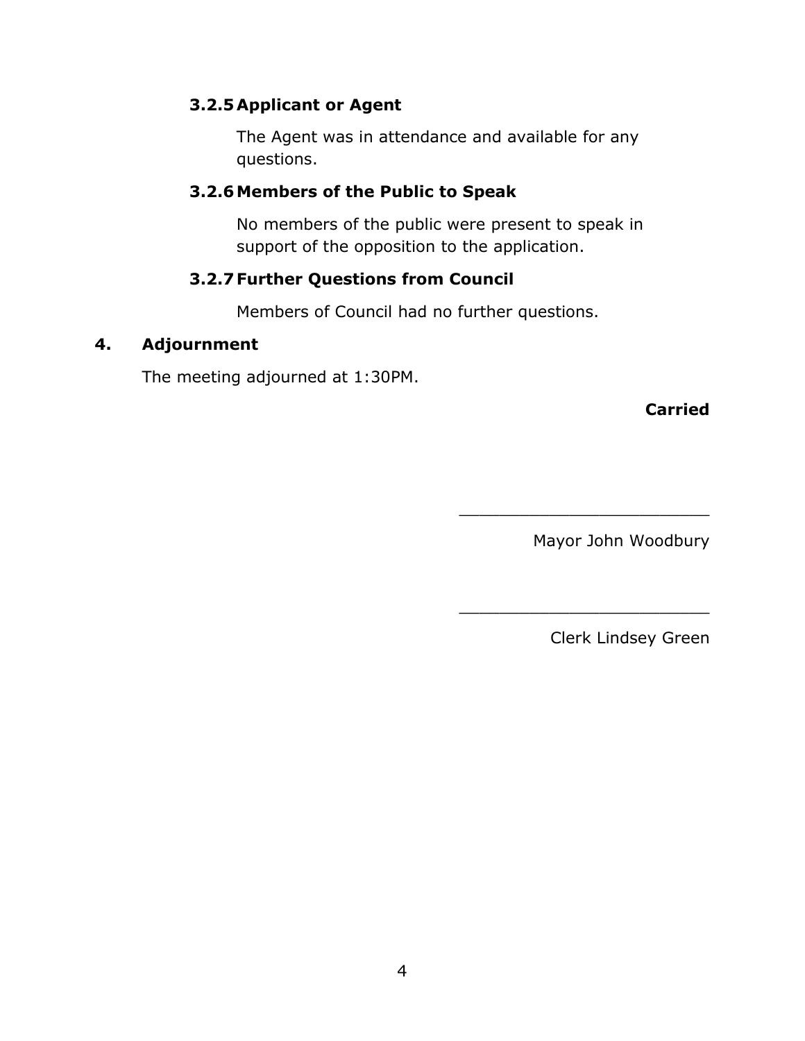### 3.2.5 Applicant or Agent

The Agent was in attendance and available for any questions.

### 3.2.6 Members of the Public to Speak

No members of the public were present to speak in support of the opposition to the application.

### 3.2.7 Further Questions from Council

Members of Council had no further questions.

## 4. Adjournment

The meeting adjourned at 1:30PM.

**Carried**

________________________

Mayor John Woodbury

________________________

Clerk Lindsey Green